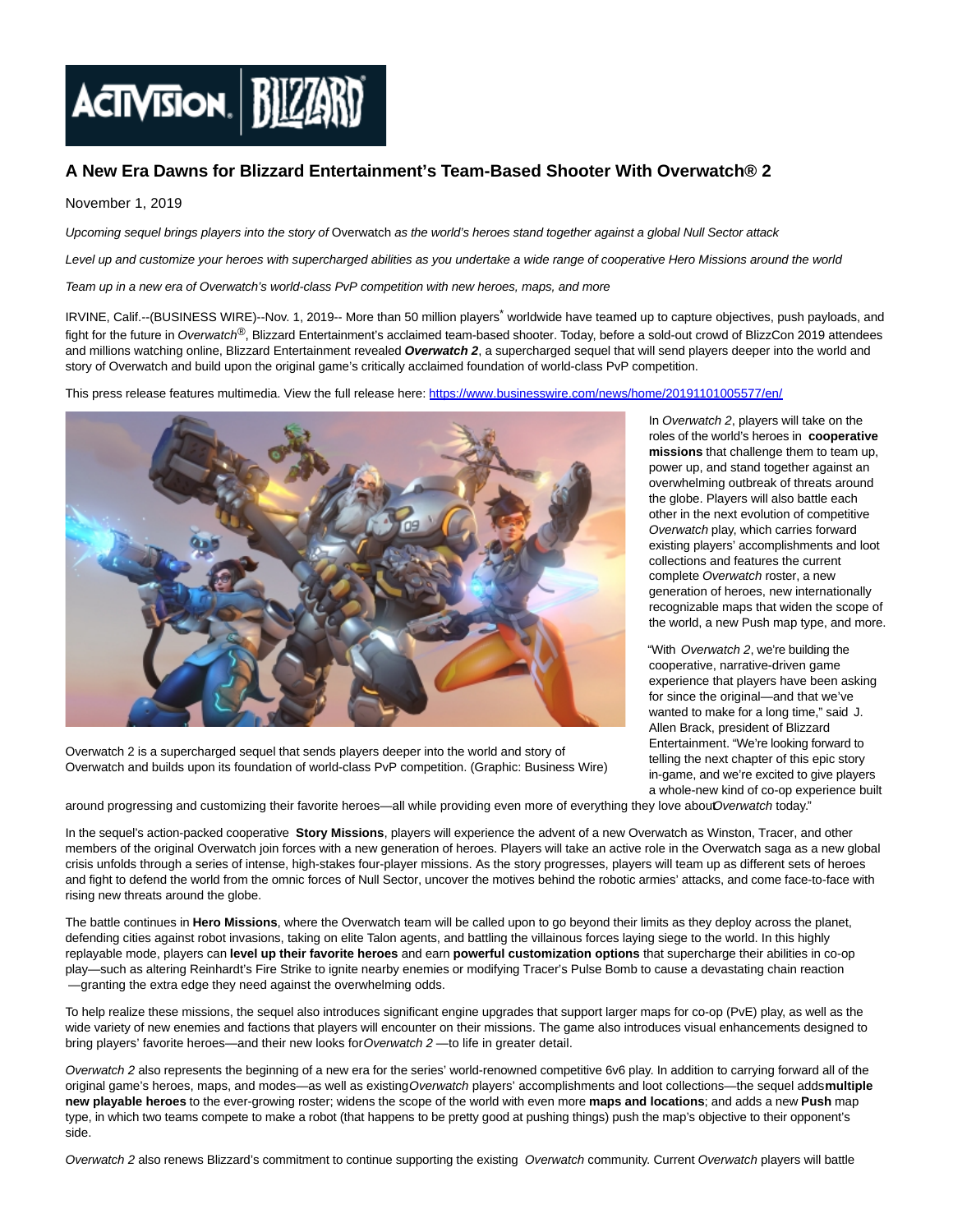# A New Era Dawns for Blizzard Entertainment's Team-Based Shooter With Overwatch® 2

November 1, 2019

*Upcoming sequel brings players into the story of* Overwatch *as the world's heroes stand together against a global Null Sector attack*

*Level up and customize your heroes with supercharged abilities as you undertake a wide range of cooperative Hero Missions around the world*

*Team up in a new era of Overwatch's world-class PvP competition with new heroes, maps, and more*

IRVINE, Calif.--(BUSINESS WIRE)--Nov. 1, 2019-- More than 50 million players* worldwide have teamed up to capture objectives, push payloads, and fight for the future in *Overwatch*®, Blizzard Entertainment's acclaimed team-based shooter. Today, before a sold-out crowd of BlizzCon 2019 attendees and millions watching online, Blizzard Entertainment revealed ***Overwatch 2***, a supercharged sequel that will send players deeper into the world and story of Overwatch and build upon the original game's critically acclaimed foundation of world-class PvP competition.

This press release features multimedia. View the full release here: https://www.businesswire.com/news/home/20191101005577/en/

Overwatch 2 is a supercharged sequel that sends players deeper into the world and story of Overwatch and builds upon its foundation of world-class PvP competition. (Graphic: Business Wire)

In *Overwatch 2*, players will take on the roles of the world's heroes in **cooperative missions** that challenge them to team up, power up, and stand together against an overwhelming outbreak of threats around the globe. Players will also battle each other in the next evolution of competitive *Overwatch* play, which carries forward existing players' accomplishments and loot collections and features the current complete *Overwatch* roster, a new generation of heroes, new internationally recognizable maps that widen the scope of the world, a new Push map type, and more.

"With *Overwatch 2*, we're building the cooperative, narrative-driven game experience that players have been asking for since the original—and that we've wanted to make for a long time," said J. Allen Brack, president of Blizzard Entertainment. "We're looking forward to telling the next chapter of this epic story in-game, and we're excited to give players a whole-new kind of co-op experience built around progressing and customizing their favorite heroes—all while providing even more of everything they love about *Overwatch* today."

In the sequel's action-packed cooperative **Story Missions**, players will experience the advent of a new Overwatch as Winston, Tracer, and other members of the original Overwatch join forces with a new generation of heroes. Players will take an active role in the Overwatch saga as a new global crisis unfolds through a series of intense, high-stakes four-player missions. As the story progresses, players will team up as different sets of heroes and fight to defend the world from the omnic forces of Null Sector, uncover the motives behind the robotic armies' attacks, and come face-to-face with rising new threats around the globe.

The battle continues in **Hero Missions**, where the Overwatch team will be called upon to go beyond their limits as they deploy across the planet, defending cities against robot invasions, taking on elite Talon agents, and battling the villainous forces laying siege to the world. In this highly replayable mode, players can **level up their favorite heroes** and earn **powerful customization options** that supercharge their abilities in co-op play—such as altering Reinhardt's Fire Strike to ignite nearby enemies or modifying Tracer's Pulse Bomb to cause a devastating chain reaction —granting the extra edge they need against the overwhelming odds.

To help realize these missions, the sequel also introduces significant engine upgrades that support larger maps for co-op (PvE) play, as well as the wide variety of new enemies and factions that players will encounter on their missions. The game also introduces visual enhancements designed to bring players' favorite heroes—and their new looks for *Overwatch 2* —to life in greater detail.

*Overwatch 2* also represents the beginning of a new era for the series' world-renowned competitive 6v6 play. In addition to carrying forward all of the original game's heroes, maps, and modes—as well as existing *Overwatch* players' accomplishments and loot collections—the sequel adds **multiple new playable heroes** to the ever-growing roster; widens the scope of the world with even more **maps and locations**; and adds a new **Push** map type, in which two teams compete to make a robot (that happens to be pretty good at pushing things) push the map's objective to their opponent's side.

*Overwatch 2* also renews Blizzard's commitment to continue supporting the existing *Overwatch* community. Current *Overwatch* players will battle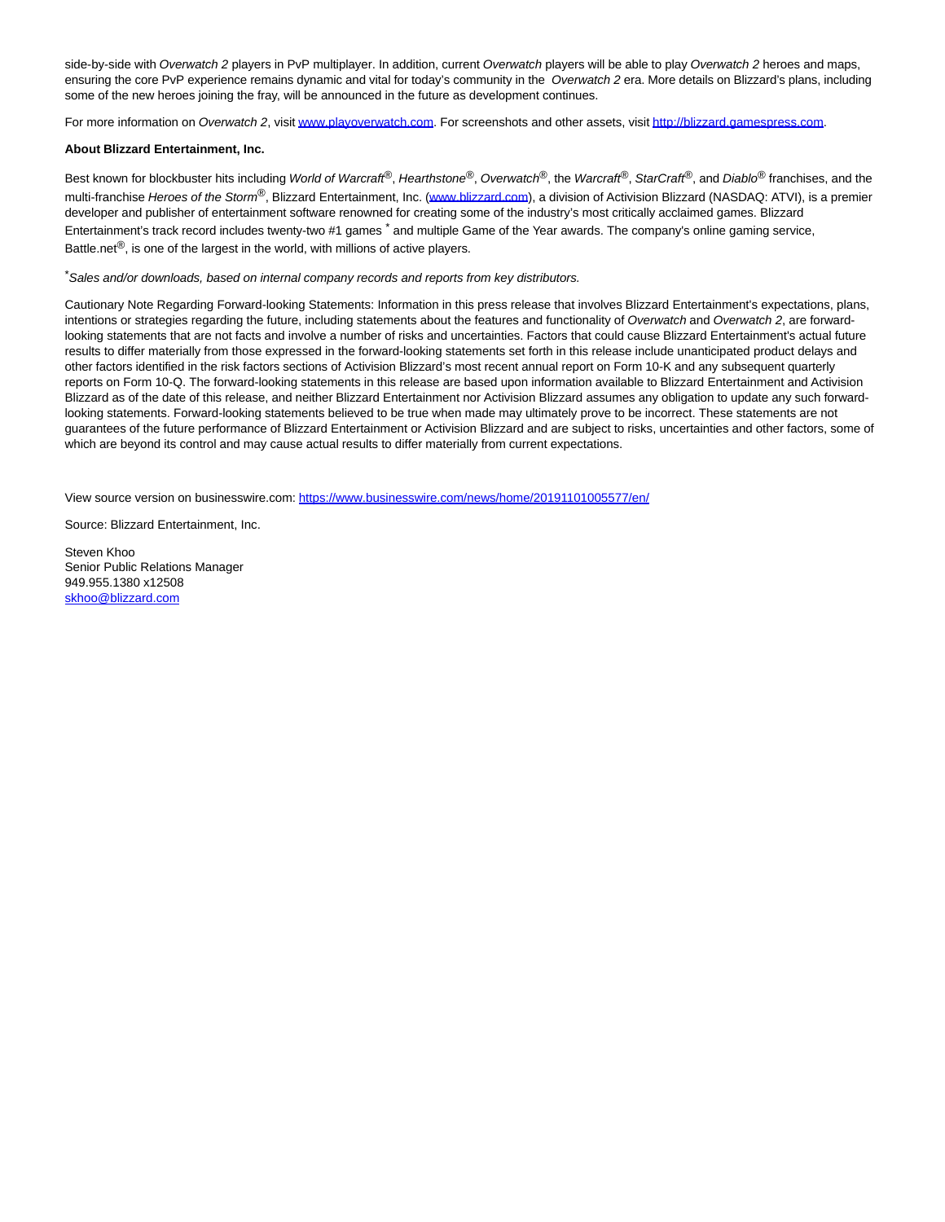side-by-side with *Overwatch 2* players in PvP multiplayer. In addition, current *Overwatch* players will be able to play *Overwatch 2* heroes and maps, ensuring the core PvP experience remains dynamic and vital for today's community in the *Overwatch 2* era. More details on Blizzard's plans, including some of the new heroes joining the fray, will be announced in the future as development continues.

For more information on *Overwatch 2*, visit [www.playoverwatch.com](www.playoverwatch.com). For screenshots and other assets, visit [http://blizzard.gamespress.com](http://blizzard.gamespress.com).

**About Blizzard Entertainment, Inc.**

Best known for blockbuster hits including *World of Warcraft*®, *Hearthstone*®, *Overwatch*®, the *Warcraft*®, *StarCraft*®, and *Diablo*® franchises, and the multi-franchise *Heroes of the Storm*®, Blizzard Entertainment, Inc. ([www.blizzard.com](www.blizzard.com)), a division of Activision Blizzard (NASDAQ: ATVI), is a premier developer and publisher of entertainment software renowned for creating some of the industry's most critically acclaimed games. Blizzard Entertainment's track record includes twenty-two #1 games * and multiple Game of the Year awards. The company's online gaming service, Battle.net®, is one of the largest in the world, with millions of active players.

**Sales and/or downloads, based on internal company records and reports from key distributors.*

Cautionary Note Regarding Forward-looking Statements: Information in this press release that involves Blizzard Entertainment's expectations, plans, intentions or strategies regarding the future, including statements about the features and functionality of *Overwatch* and *Overwatch 2*, are forward-looking statements that are not facts and involve a number of risks and uncertainties. Factors that could cause Blizzard Entertainment's actual future results to differ materially from those expressed in the forward-looking statements set forth in this release include unanticipated product delays and other factors identified in the risk factors sections of Activision Blizzard's most recent annual report on Form 10-K and any subsequent quarterly reports on Form 10-Q. The forward-looking statements in this release are based upon information available to Blizzard Entertainment and Activision Blizzard as of the date of this release, and neither Blizzard Entertainment nor Activision Blizzard assumes any obligation to update any such forward-looking statements. Forward-looking statements believed to be true when made may ultimately prove to be incorrect. These statements are not guarantees of the future performance of Blizzard Entertainment or Activision Blizzard and are subject to risks, uncertainties and other factors, some of which are beyond its control and may cause actual results to differ materially from current expectations.

View source version on businesswire.com: [https://www.businesswire.com/news/home/20191101005577/en/](https://www.businesswire.com/news/home/20191101005577/en/)

Source: Blizzard Entertainment, Inc.

Steven Khoo
Senior Public Relations Manager
949.955.1380 x12508
[skhoo@blizzard.com](mailto:skhoo@blizzard.com)